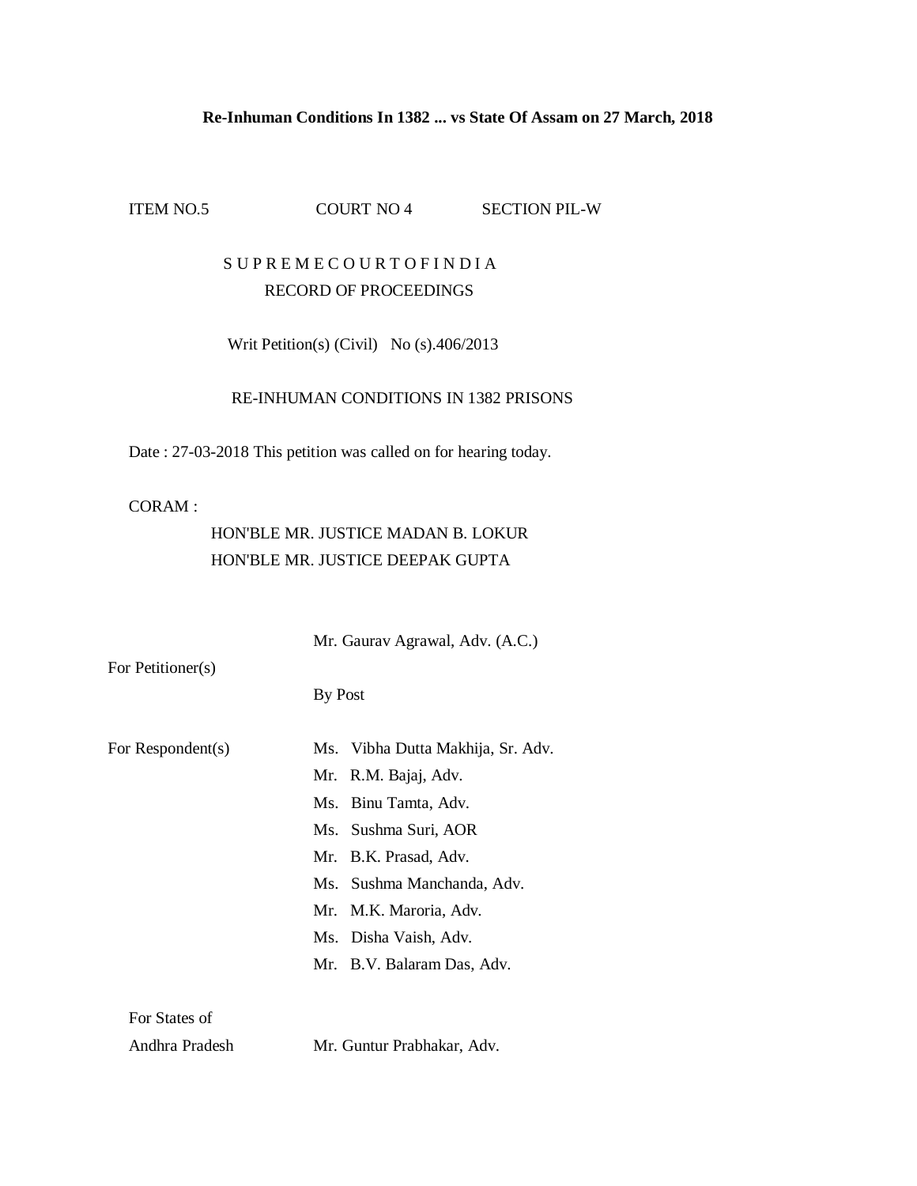**Re-Inhuman Conditions In 1382 ... vs State Of Assam on 27 March, 2018**

ITEM NO.5 COURT NO 4 SECTION PIL-W

S U P R E M E C O U R T O F I N D I A
RECORD OF PROCEEDINGS

Writ Petition(s) (Civil) No (s).406/2013

RE-INHUMAN CONDITIONS IN 1382 PRISONS

Date : 27-03-2018 This petition was called on for hearing today.

CORAM :

HON'BLE MR. JUSTICE MADAN B. LOKUR
HON'BLE MR. JUSTICE DEEPAK GUPTA

| | |
|---|---|
| For Petitioner(s) | Mr. Gaurav Agrawal, Adv. (A.C.) |
| | By Post |
| For Respondent(s) | Ms. Vibha Dutta Makhija, Sr. Adv. |
| | Mr. R.M. Bajaj, Adv. |
| | Ms. Binu Tamta, Adv. |
| | Ms. Sushma Suri, AOR |
| | Mr. B.K. Prasad, Adv. |
| | Ms. Sushma Manchanda, Adv. |
| | Mr. M.K. Maroria, Adv. |
| | Ms. Disha Vaish, Adv. |
| | Mr. B.V. Balaram Das, Adv. |
| For States of | |
| Andhra Pradesh | Mr. Guntur Prabhakar, Adv. |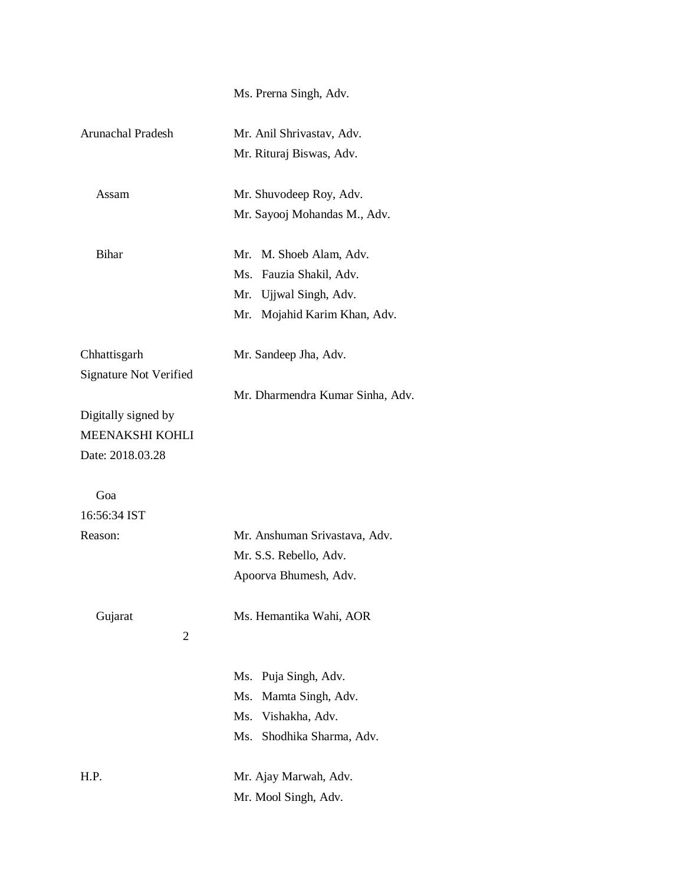Ms. Prerna Singh, Adv.

| | |
|---|---|
| Arunachal Pradesh | Mr. Anil Shrivastav, Adv. |
| | Mr. Rituraj Biswas, Adv. |
| Assam | Mr. Shuvodeep Roy, Adv. |
| | Mr. Sayooj Mohandas M., Adv. |
| Bihar | Mr. M. Shoeb Alam, Adv. |
| | Ms. Fauzia Shakil, Adv. |
| | Mr. Ujjwal Singh, Adv. |
| | Mr. Mojahid Karim Khan, Adv. |
| Chhattisgarh | Mr. Sandeep Jha, Adv. |
| | Mr. Dharmendra Kumar Sinha, Adv. |
| Goa | Mr. Anshuman Srivastava, Adv. |
| | Mr. S.S. Rebello, Adv. |
| | Apoorva Bhumesh, Adv. |
| Gujarat | Ms. Hemantika Wahi, AOR |
| | Ms. Puja Singh, Adv. |
| | Ms. Mamta Singh, Adv. |
| | Ms. Vishakha, Adv. |
| | Ms. Shodhika Sharma, Adv. |
| H.P. | Mr. Ajay Marwah, Adv. |
| | Mr. Mool Singh, Adv. |

Signature Not Verified

Digitally signed by MEENAKSHI KOHLI
Date: 2018.03.28
16:56:34 IST
Reason: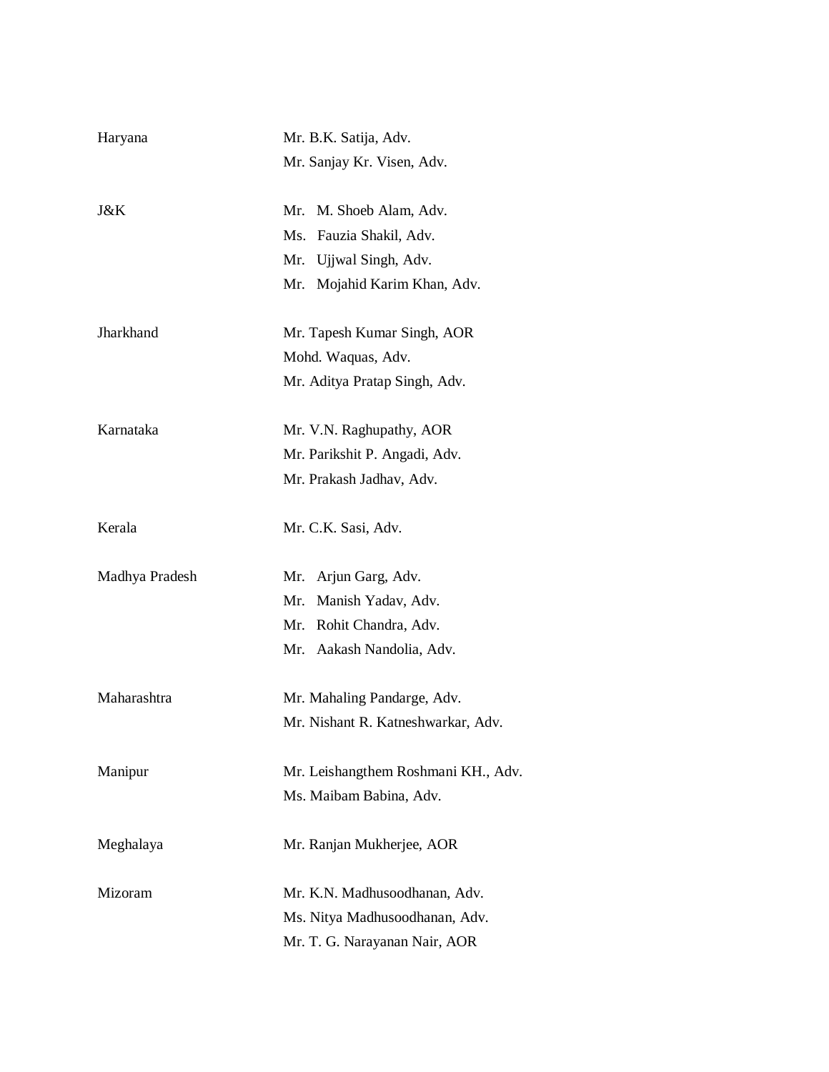| | |
|---|---|
| Haryana | Mr. B.K. Satija, Adv. |
| | Mr. Sanjay Kr. Visen, Adv. |
| J&K | Mr. M. Shoeb Alam, Adv. |
| | Ms. Fauzia Shakil, Adv. |
| | Mr. Ujjwal Singh, Adv. |
| | Mr. Mojahid Karim Khan, Adv. |
| Jharkhand | Mr. Tapesh Kumar Singh, AOR |
| | Mohd. Waquas, Adv. |
| | Mr. Aditya Pratap Singh, Adv. |
| Karnataka | Mr. V.N. Raghupathy, AOR |
| | Mr. Parikshit P. Angadi, Adv. |
| | Mr. Prakash Jadhav, Adv. |
| Kerala | Mr. C.K. Sasi, Adv. |
| Madhya Pradesh | Mr. Arjun Garg, Adv. |
| | Mr. Manish Yadav, Adv. |
| | Mr. Rohit Chandra, Adv. |
| | Mr. Aakash Nandolia, Adv. |
| Maharashtra | Mr. Mahaling Pandarge, Adv. |
| | Mr. Nishant R. Katneshwarkar, Adv. |
| Manipur | Mr. Leishangthem Roshmani KH., Adv. |
| | Ms. Maibam Babina, Adv. |
| Meghalaya | Mr. Ranjan Mukherjee, AOR |
| Mizoram | Mr. K.N. Madhusoodhanan, Adv. |
| | Ms. Nitya Madhusoodhanan, Adv. |
| | Mr. T. G. Narayanan Nair, AOR |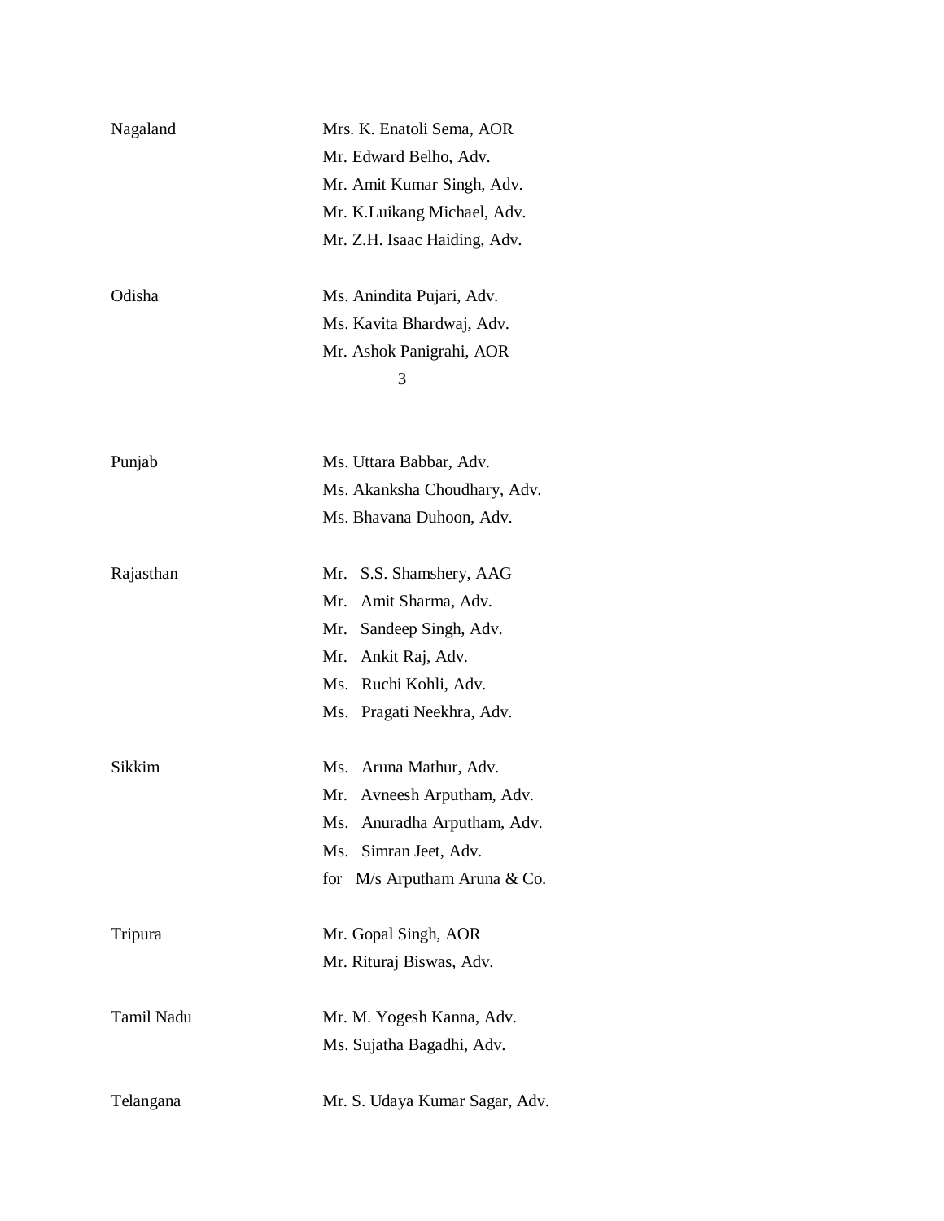| | |
|---|---|
| Nagaland | Mrs. K. Enatoli Sema, AOR |
| | Mr. Edward Belho, Adv. |
| | Mr. Amit Kumar Singh, Adv. |
| | Mr. K.Luikang Michael, Adv. |
| | Mr. Z.H. Isaac Haiding, Adv. |
| Odisha | Ms. Anindita Pujari, Adv. |
| | Ms. Kavita Bhardwaj, Adv. |
| | Mr. Ashok Panigrahi, AOR |
| Punjab | Ms. Uttara Babbar, Adv. |
| | Ms. Akanksha Choudhary, Adv. |
| | Ms. Bhavana Duhoon, Adv. |
| Rajasthan | Mr. S.S. Shamshery, AAG |
| | Mr. Amit Sharma, Adv. |
| | Mr. Sandeep Singh, Adv. |
| | Mr. Ankit Raj, Adv. |
| | Ms. Ruchi Kohli, Adv. |
| | Ms. Pragati Neekhra, Adv. |
| Sikkim | Ms. Aruna Mathur, Adv. |
| | Mr. Avneesh Arputham, Adv. |
| | Ms. Anuradha Arputham, Adv. |
| | Ms. Simran Jeet, Adv. |
| | for M/s Arputham Aruna & Co. |
| Tripura | Mr. Gopal Singh, AOR |
| | Mr. Rituraj Biswas, Adv. |
| Tamil Nadu | Mr. M. Yogesh Kanna, Adv. |
| | Ms. Sujatha Bagadhi, Adv. |
| Telangana | Mr. S. Udaya Kumar Sagar, Adv. |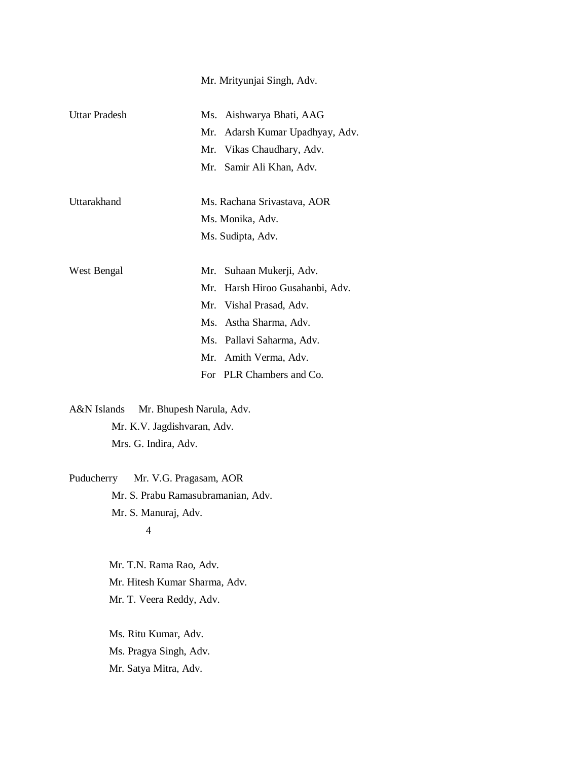Mr. Mrityunjai Singh, Adv.

| | |
|---|---|
| Uttar Pradesh | Ms. Aishwarya Bhati, AAG |
| | Mr. Adarsh Kumar Upadhyay, Adv. |
| | Mr. Vikas Chaudhary, Adv. |
| | Mr. Samir Ali Khan, Adv. |
| Uttarakhand | Ms. Rachana Srivastava, AOR |
| | Ms. Monika, Adv. |
| | Ms. Sudipta, Adv. |
| West Bengal | Mr. Suhaan Mukerji, Adv. |
| | Mr. Harsh Hiroo Gusahanbi, Adv. |
| | Mr. Vishal Prasad, Adv. |
| | Ms. Astha Sharma, Adv. |
| | Ms. Pallavi Saharma, Adv. |
| | Mr. Amith Verma, Adv. |
| | For PLR Chambers and Co. |

A&N Islands Mr. Bhupesh Narula, Adv.
Mr. K.V. Jagdishvaran, Adv.
Mrs. G. Indira, Adv.

Puducherry Mr. V.G. Pragasam, AOR
Mr. S. Prabu Ramasubramanian, Adv.
Mr. S. Manuraj, Adv.

Mr. T.N. Rama Rao, Adv.
Mr. Hitesh Kumar Sharma, Adv.
Mr. T. Veera Reddy, Adv.

Ms. Ritu Kumar, Adv.
Ms. Pragya Singh, Adv.
Mr. Satya Mitra, Adv.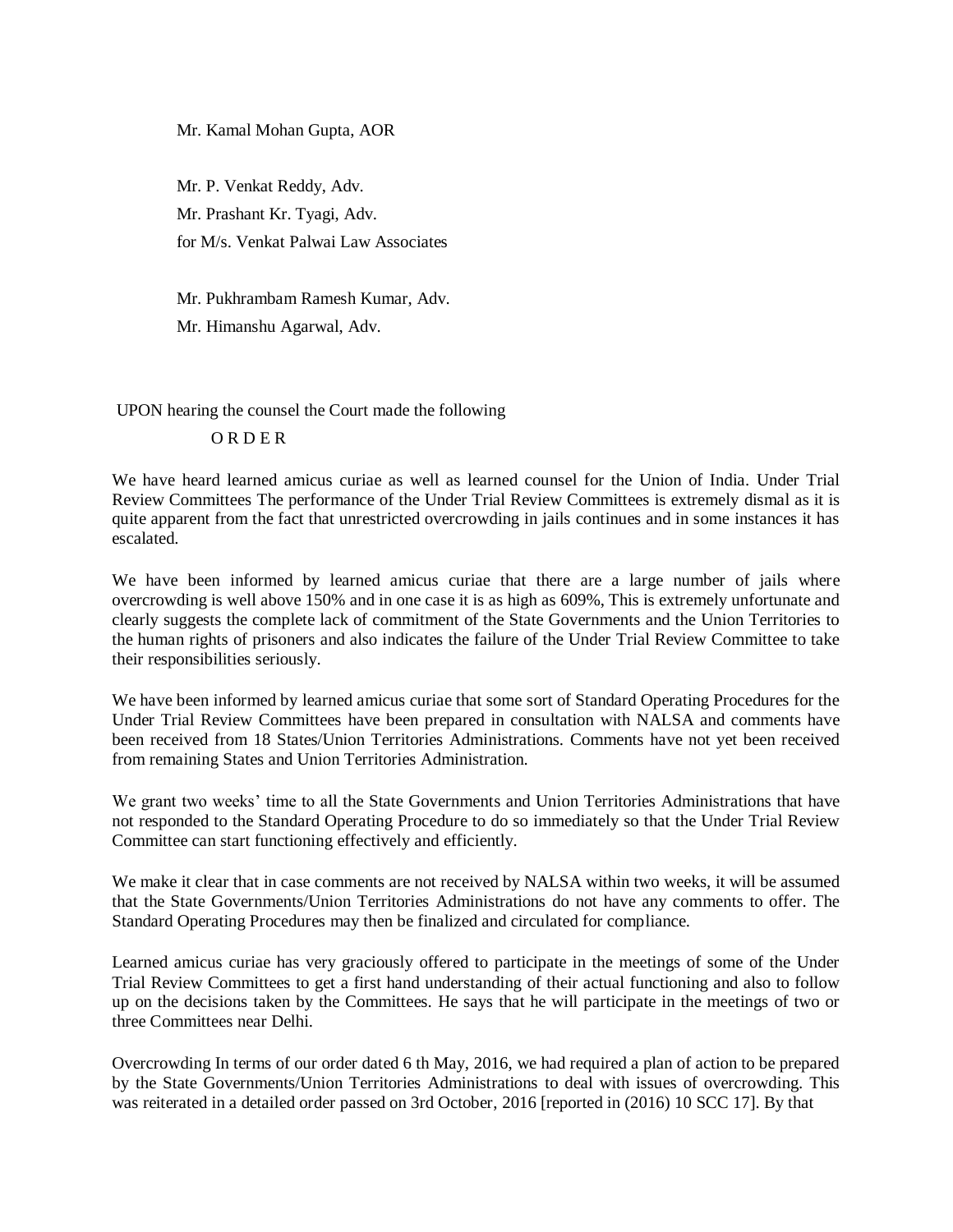Mr. Kamal Mohan Gupta, AOR

Mr. P. Venkat Reddy, Adv.
Mr. Prashant Kr. Tyagi, Adv.
for M/s. Venkat Palwai Law Associates

Mr. Pukhrambam Ramesh Kumar, Adv.
Mr. Himanshu Agarwal, Adv.

UPON hearing the counsel the Court made the following

O R D E R

We have heard learned amicus curiae as well as learned counsel for the Union of India. Under Trial Review Committees The performance of the Under Trial Review Committees is extremely dismal as it is quite apparent from the fact that unrestricted overcrowding in jails continues and in some instances it has escalated.

We have been informed by learned amicus curiae that there are a large number of jails where overcrowding is well above 150% and in one case it is as high as 609%, This is extremely unfortunate and clearly suggests the complete lack of commitment of the State Governments and the Union Territories to the human rights of prisoners and also indicates the failure of the Under Trial Review Committee to take their responsibilities seriously.

We have been informed by learned amicus curiae that some sort of Standard Operating Procedures for the Under Trial Review Committees have been prepared in consultation with NALSA and comments have been received from 18 States/Union Territories Administrations. Comments have not yet been received from remaining States and Union Territories Administration.

We grant two weeks' time to all the State Governments and Union Territories Administrations that have not responded to the Standard Operating Procedure to do so immediately so that the Under Trial Review Committee can start functioning effectively and efficiently.

We make it clear that in case comments are not received by NALSA within two weeks, it will be assumed that the State Governments/Union Territories Administrations do not have any comments to offer. The Standard Operating Procedures may then be finalized and circulated for compliance.

Learned amicus curiae has very graciously offered to participate in the meetings of some of the Under Trial Review Committees to get a first hand understanding of their actual functioning and also to follow up on the decisions taken by the Committees. He says that he will participate in the meetings of two or three Committees near Delhi.

Overcrowding In terms of our order dated 6 th May, 2016, we had required a plan of action to be prepared by the State Governments/Union Territories Administrations to deal with issues of overcrowding. This was reiterated in a detailed order passed on 3rd October, 2016 [reported in (2016) 10 SCC 17]. By that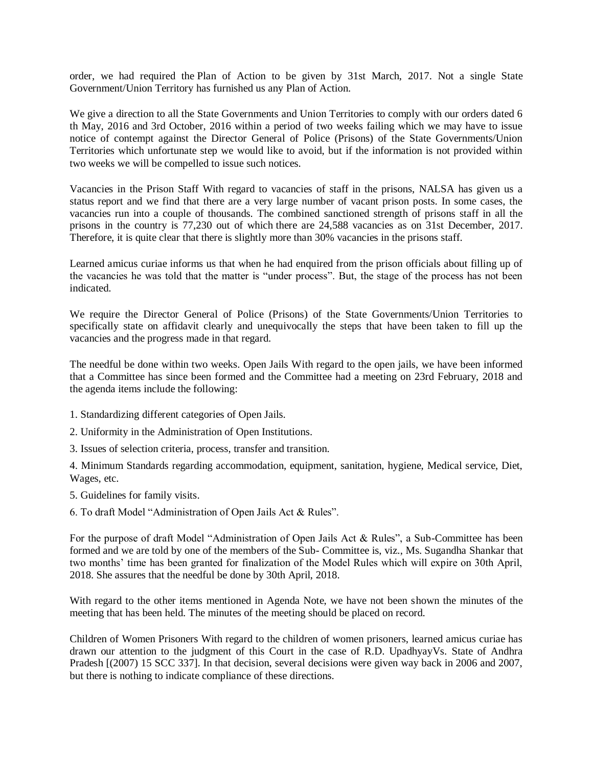order, we had required the Plan of Action to be given by 31st March, 2017. Not a single State Government/Union Territory has furnished us any Plan of Action.

We give a direction to all the State Governments and Union Territories to comply with our orders dated 6 th May, 2016 and 3rd October, 2016 within a period of two weeks failing which we may have to issue notice of contempt against the Director General of Police (Prisons) of the State Governments/Union Territories which unfortunate step we would like to avoid, but if the information is not provided within two weeks we will be compelled to issue such notices.

Vacancies in the Prison Staff With regard to vacancies of staff in the prisons, NALSA has given us a status report and we find that there are a very large number of vacant prison posts. In some cases, the vacancies run into a couple of thousands. The combined sanctioned strength of prisons staff in all the prisons in the country is 77,230 out of which there are 24,588 vacancies as on 31st December, 2017. Therefore, it is quite clear that there is slightly more than 30% vacancies in the prisons staff.

Learned amicus curiae informs us that when he had enquired from the prison officials about filling up of the vacancies he was told that the matter is "under process". But, the stage of the process has not been indicated.

We require the Director General of Police (Prisons) of the State Governments/Union Territories to specifically state on affidavit clearly and unequivocally the steps that have been taken to fill up the vacancies and the progress made in that regard.

The needful be done within two weeks. Open Jails With regard to the open jails, we have been informed that a Committee has since been formed and the Committee had a meeting on 23rd February, 2018 and the agenda items include the following:

1. Standardizing different categories of Open Jails.
2. Uniformity in the Administration of Open Institutions.
3. Issues of selection criteria, process, transfer and transition.
4. Minimum Standards regarding accommodation, equipment, sanitation, hygiene, Medical service, Diet, Wages, etc.
5. Guidelines for family visits.
6. To draft Model "Administration of Open Jails Act & Rules".

For the purpose of draft Model "Administration of Open Jails Act & Rules", a Sub-Committee has been formed and we are told by one of the members of the Sub- Committee is, viz., Ms. Sugandha Shankar that two months' time has been granted for finalization of the Model Rules which will expire on 30th April, 2018. She assures that the needful be done by 30th April, 2018.

With regard to the other items mentioned in Agenda Note, we have not been shown the minutes of the meeting that has been held. The minutes of the meeting should be placed on record.

Children of Women Prisoners With regard to the children of women prisoners, learned amicus curiae has drawn our attention to the judgment of this Court in the case of R.D. UpadhyayVs. State of Andhra Pradesh [(2007) 15 SCC 337]. In that decision, several decisions were given way back in 2006 and 2007, but there is nothing to indicate compliance of these directions.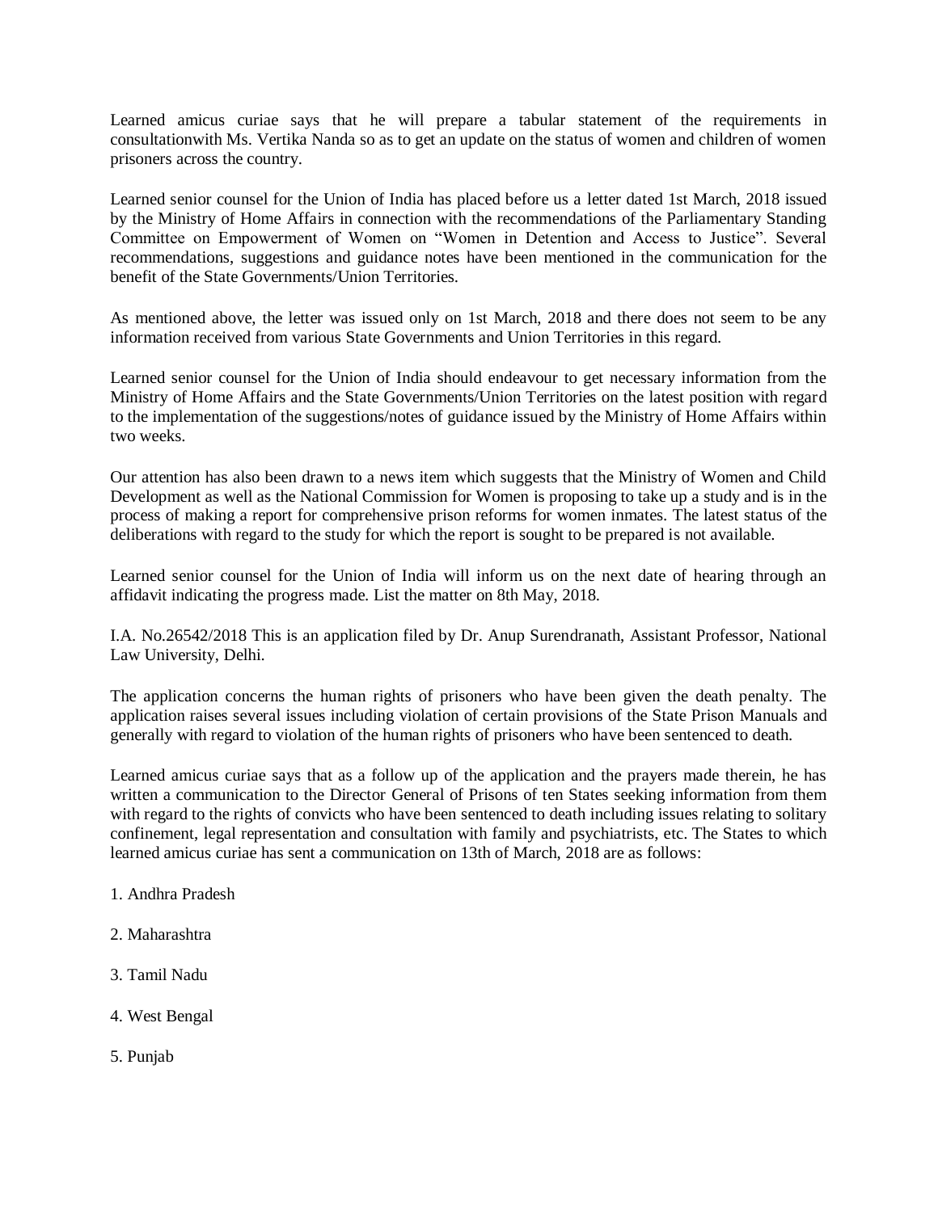Learned amicus curiae says that he will prepare a tabular statement of the requirements in consultationwith Ms. Vertika Nanda so as to get an update on the status of women and children of women prisoners across the country.

Learned senior counsel for the Union of India has placed before us a letter dated 1st March, 2018 issued by the Ministry of Home Affairs in connection with the recommendations of the Parliamentary Standing Committee on Empowerment of Women on "Women in Detention and Access to Justice". Several recommendations, suggestions and guidance notes have been mentioned in the communication for the benefit of the State Governments/Union Territories.

As mentioned above, the letter was issued only on 1st March, 2018 and there does not seem to be any information received from various State Governments and Union Territories in this regard.

Learned senior counsel for the Union of India should endeavour to get necessary information from the Ministry of Home Affairs and the State Governments/Union Territories on the latest position with regard to the implementation of the suggestions/notes of guidance issued by the Ministry of Home Affairs within two weeks.

Our attention has also been drawn to a news item which suggests that the Ministry of Women and Child Development as well as the National Commission for Women is proposing to take up a study and is in the process of making a report for comprehensive prison reforms for women inmates. The latest status of the deliberations with regard to the study for which the report is sought to be prepared is not available.

Learned senior counsel for the Union of India will inform us on the next date of hearing through an affidavit indicating the progress made. List the matter on 8th May, 2018.

I.A. No.26542/2018 This is an application filed by Dr. Anup Surendranath, Assistant Professor, National Law University, Delhi.

The application concerns the human rights of prisoners who have been given the death penalty. The application raises several issues including violation of certain provisions of the State Prison Manuals and generally with regard to violation of the human rights of prisoners who have been sentenced to death.

Learned amicus curiae says that as a follow up of the application and the prayers made therein, he has written a communication to the Director General of Prisons of ten States seeking information from them with regard to the rights of convicts who have been sentenced to death including issues relating to solitary confinement, legal representation and consultation with family and psychiatrists, etc. The States to which learned amicus curiae has sent a communication on 13th of March, 2018 are as follows:

1. Andhra Pradesh
2. Maharashtra
3. Tamil Nadu
4. West Bengal
5. Punjab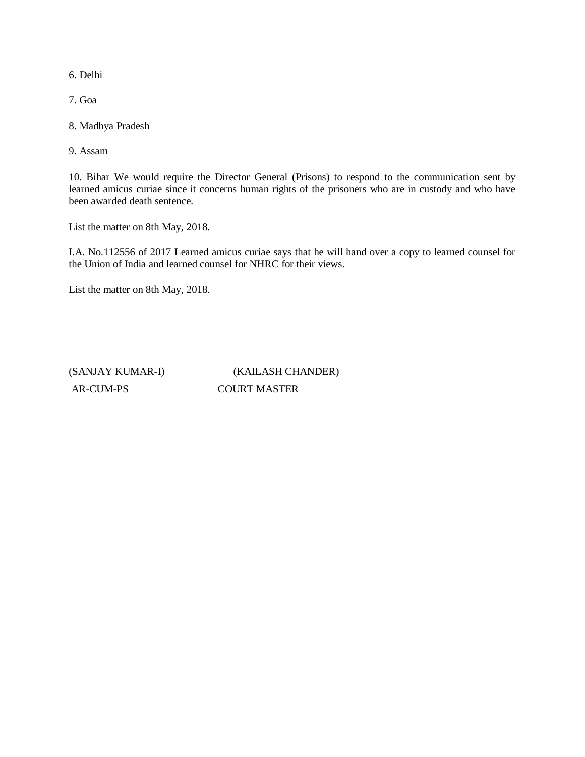6. Delhi

7. Goa

8. Madhya Pradesh

9. Assam

10. Bihar We would require the Director General (Prisons) to respond to the communication sent by learned amicus curiae since it concerns human rights of the prisoners who are in custody and who have been awarded death sentence.

List the matter on 8th May, 2018.

I.A. No.112556 of 2017 Learned amicus curiae says that he will hand over a copy to learned counsel for the Union of India and learned counsel for NHRC for their views.

List the matter on 8th May, 2018.

(SANJAY KUMAR-I) (KAILASH CHANDER)
AR-CUM-PS COURT MASTER